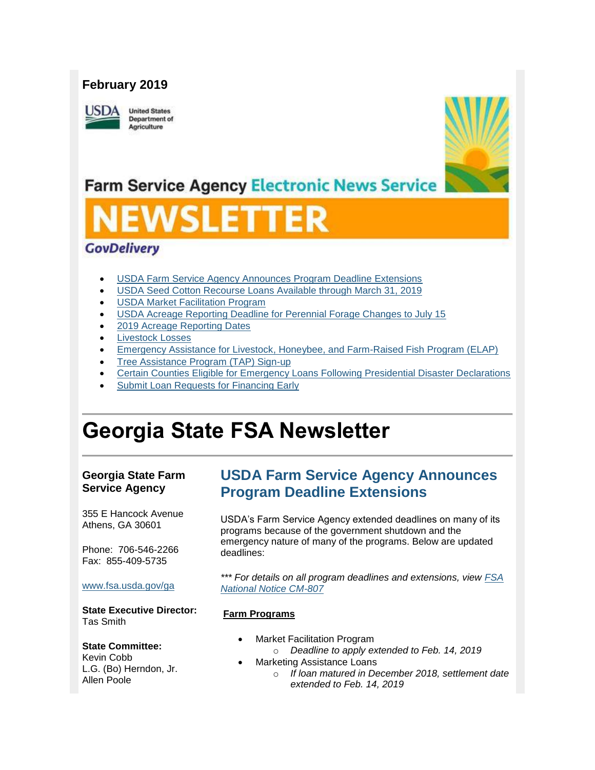**February 2019**

United States Department of Agriculture

Farm Service Agency Electronic News Service

# NEWSLETTER

GovDelivery

- USDA Farm Service Agency Announces Program Deadline Extensions
- USDA Seed Cotton Recourse Loans Available through March 31, 2019
- USDA Market Facilitation Program
- USDA Acreage Reporting Deadline for Perennial Forage Changes to July 15
- 2019 Acreage Reporting Dates
- Livestock Losses
- Emergency Assistance for Livestock, Honeybee, and Farm-Raised Fish Program (ELAP)
- Tree Assistance Program (TAP) Sign-up
- Certain Counties Eligible for Emergency Loans Following Presidential Disaster Declarations
- Submit Loan Requests for Financing Early

# Georgia State FSA Newsletter

**Georgia State Farm Service Agency**

355 E Hancock Avenue
Athens, GA 30601

Phone: 706-546-2266
Fax: 855-409-5735

www.fsa.usda.gov/ga

**State Executive Director:**
Tas Smith

**State Committee:**
Kevin Cobb
L.G. (Bo) Herndon, Jr.
Allen Poole

## USDA Farm Service Agency Announces Program Deadline Extensions

USDA's Farm Service Agency extended deadlines on many of its programs because of the government shutdown and the emergency nature of many of the programs. Below are updated deadlines:

*\*\*\* For details on all program deadlines and extensions, view FSA National Notice CM-807*

**Farm Programs**

- Market Facilitation Program
  - *Deadline to apply extended to Feb. 14, 2019*
- Marketing Assistance Loans
  - *If loan matured in December 2018, settlement date extended to Feb. 14, 2019*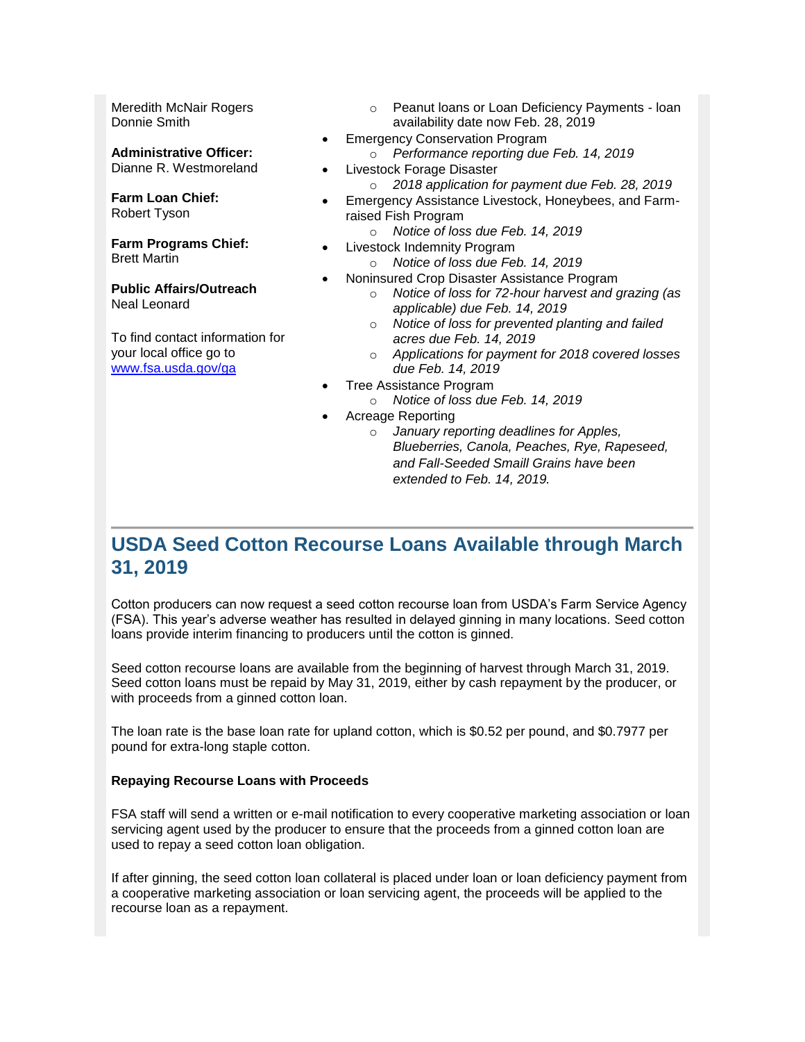Meredith McNair Rogers
Donnie Smith

**Administrative Officer:**
Dianne R. Westmoreland

**Farm Loan Chief:**
Robert Tyson

**Farm Programs Chief:**
Brett Martin

**Public Affairs/Outreach**
Neal Leonard

To find contact information for your local office go to [www.fsa.usda.gov/ga](www.fsa.usda.gov/ga)

- Peanut loans or Loan Deficiency Payments - loan availability date now Feb. 28, 2019
- Emergency Conservation Program
  - *Performance reporting due Feb. 14, 2019*
- Livestock Forage Disaster
  - *2018 application for payment due Feb. 28, 2019*
- Emergency Assistance Livestock, Honeybees, and Farm-raised Fish Program
  - *Notice of loss due Feb. 14, 2019*
- Livestock Indemnity Program
  - *Notice of loss due Feb. 14, 2019*
- Noninsured Crop Disaster Assistance Program
  - *Notice of loss for 72-hour harvest and grazing (as applicable) due Feb. 14, 2019*
  - *Notice of loss for prevented planting and failed acres due Feb. 14, 2019*
  - *Applications for payment for 2018 covered losses due Feb. 14, 2019*
- Tree Assistance Program
  - *Notice of loss due Feb. 14, 2019*
- Acreage Reporting
  - *January reporting deadlines for Apples, Blueberries, Canola, Peaches, Rye, Rapeseed, and Fall-Seeded Smaill Grains have been extended to Feb. 14, 2019.*

## USDA Seed Cotton Recourse Loans Available through March 31, 2019

Cotton producers can now request a seed cotton recourse loan from USDA's Farm Service Agency (FSA). This year's adverse weather has resulted in delayed ginning in many locations. Seed cotton loans provide interim financing to producers until the cotton is ginned.

Seed cotton recourse loans are available from the beginning of harvest through March 31, 2019. Seed cotton loans must be repaid by May 31, 2019, either by cash repayment by the producer, or with proceeds from a ginned cotton loan.

The loan rate is the base loan rate for upland cotton, which is $0.52 per pound, and $0.7977 per pound for extra-long staple cotton.

**Repaying Recourse Loans with Proceeds**

FSA staff will send a written or e-mail notification to every cooperative marketing association or loan servicing agent used by the producer to ensure that the proceeds from a ginned cotton loan are used to repay a seed cotton loan obligation.

If after ginning, the seed cotton loan collateral is placed under loan or loan deficiency payment from a cooperative marketing association or loan servicing agent, the proceeds will be applied to the recourse loan as a repayment.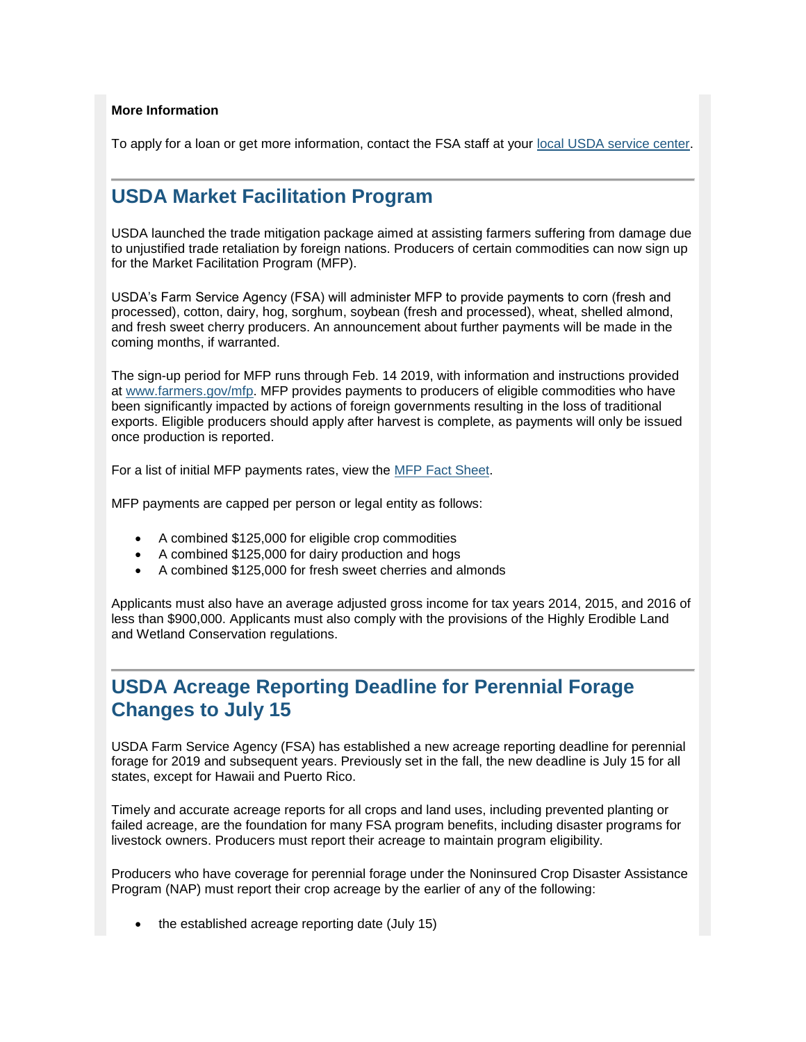**More Information**

To apply for a loan or get more information, contact the FSA staff at your [local USDA service center](#).

## USDA Market Facilitation Program

USDA launched the trade mitigation package aimed at assisting farmers suffering from damage due to unjustified trade retaliation by foreign nations. Producers of certain commodities can now sign up for the Market Facilitation Program (MFP).

USDA's Farm Service Agency (FSA) will administer MFP to provide payments to corn (fresh and processed), cotton, dairy, hog, sorghum, soybean (fresh and processed), wheat, shelled almond, and fresh sweet cherry producers. An announcement about further payments will be made in the coming months, if warranted.

The sign-up period for MFP runs through Feb. 14 2019, with information and instructions provided at [www.farmers.gov/mfp](#). MFP provides payments to producers of eligible commodities who have been significantly impacted by actions of foreign governments resulting in the loss of traditional exports. Eligible producers should apply after harvest is complete, as payments will only be issued once production is reported.

For a list of initial MFP payments rates, view the [MFP Fact Sheet](#).

MFP payments are capped per person or legal entity as follows:

- A combined $125,000 for eligible crop commodities
- A combined $125,000 for dairy production and hogs
- A combined $125,000 for fresh sweet cherries and almonds

Applicants must also have an average adjusted gross income for tax years 2014, 2015, and 2016 of less than $900,000. Applicants must also comply with the provisions of the Highly Erodible Land and Wetland Conservation regulations.

## USDA Acreage Reporting Deadline for Perennial Forage Changes to July 15

USDA Farm Service Agency (FSA) has established a new acreage reporting deadline for perennial forage for 2019 and subsequent years. Previously set in the fall, the new deadline is July 15 for all states, except for Hawaii and Puerto Rico.

Timely and accurate acreage reports for all crops and land uses, including prevented planting or failed acreage, are the foundation for many FSA program benefits, including disaster programs for livestock owners. Producers must report their acreage to maintain program eligibility.

Producers who have coverage for perennial forage under the Noninsured Crop Disaster Assistance Program (NAP) must report their crop acreage by the earlier of any of the following:

- the established acreage reporting date (July 15)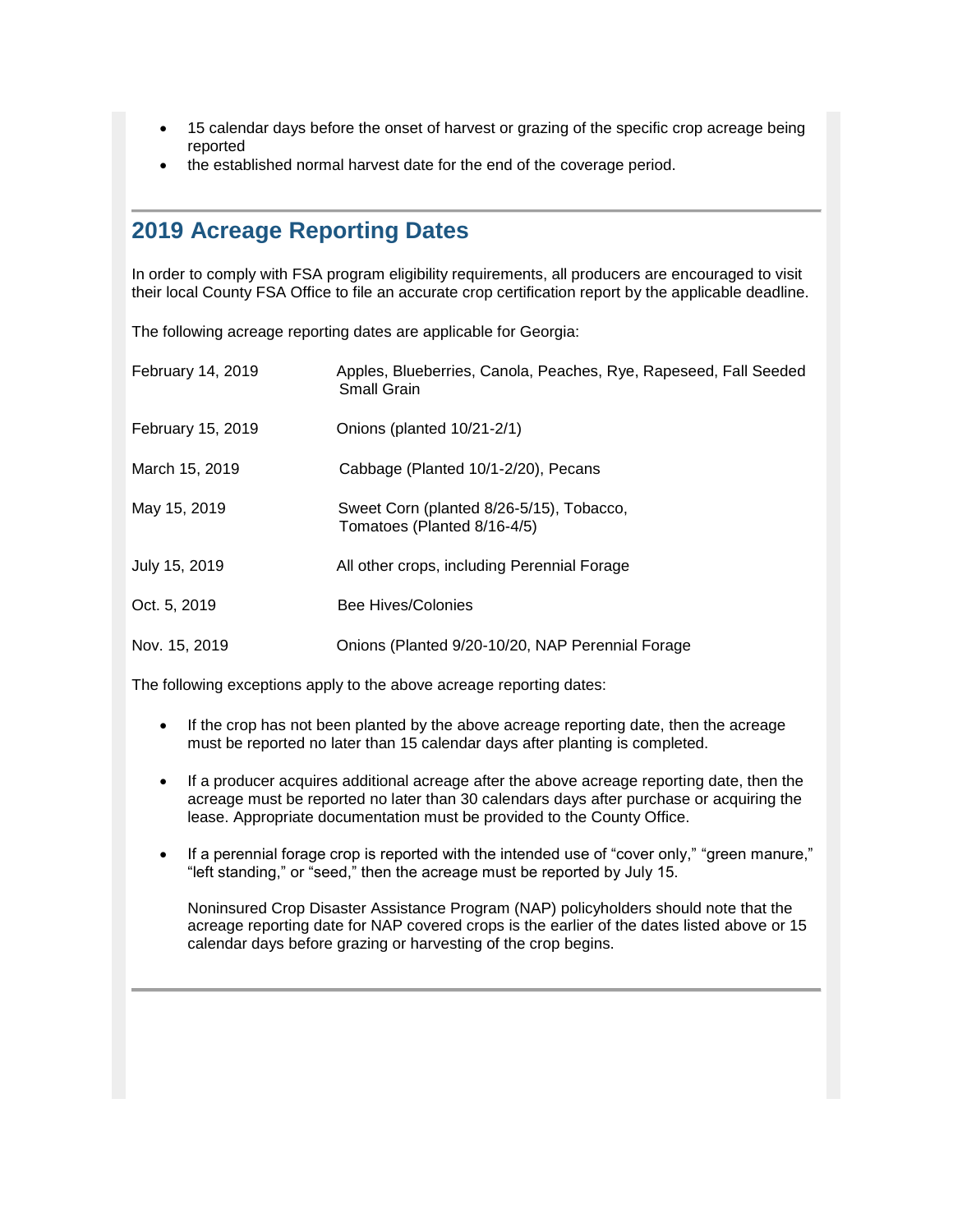- 15 calendar days before the onset of harvest or grazing of the specific crop acreage being reported
- the established normal harvest date for the end of the coverage period.

## 2019 Acreage Reporting Dates

In order to comply with FSA program eligibility requirements, all producers are encouraged to visit their local County FSA Office to file an accurate crop certification report by the applicable deadline.

The following acreage reporting dates are applicable for Georgia:

| | |
|---|---|
| February 14, 2019 | Apples, Blueberries, Canola, Peaches, Rye, Rapeseed, Fall Seeded Small Grain |
| February 15, 2019 | Onions (planted 10/21-2/1) |
| March 15, 2019 | Cabbage (Planted 10/1-2/20), Pecans |
| May 15, 2019 | Sweet Corn (planted 8/26-5/15), Tobacco, Tomatoes (Planted 8/16-4/5) |
| July 15, 2019 | All other crops, including Perennial Forage |
| Oct. 5, 2019 | Bee Hives/Colonies |
| Nov. 15, 2019 | Onions (Planted 9/20-10/20, NAP Perennial Forage |

The following exceptions apply to the above acreage reporting dates:

- If the crop has not been planted by the above acreage reporting date, then the acreage must be reported no later than 15 calendar days after planting is completed.
- If a producer acquires additional acreage after the above acreage reporting date, then the acreage must be reported no later than 30 calendars days after purchase or acquiring the lease. Appropriate documentation must be provided to the County Office.
- If a perennial forage crop is reported with the intended use of "cover only," "green manure," "left standing," or "seed," then the acreage must be reported by July 15.

  Noninsured Crop Disaster Assistance Program (NAP) policyholders should note that the acreage reporting date for NAP covered crops is the earlier of the dates listed above or 15 calendar days before grazing or harvesting of the crop begins.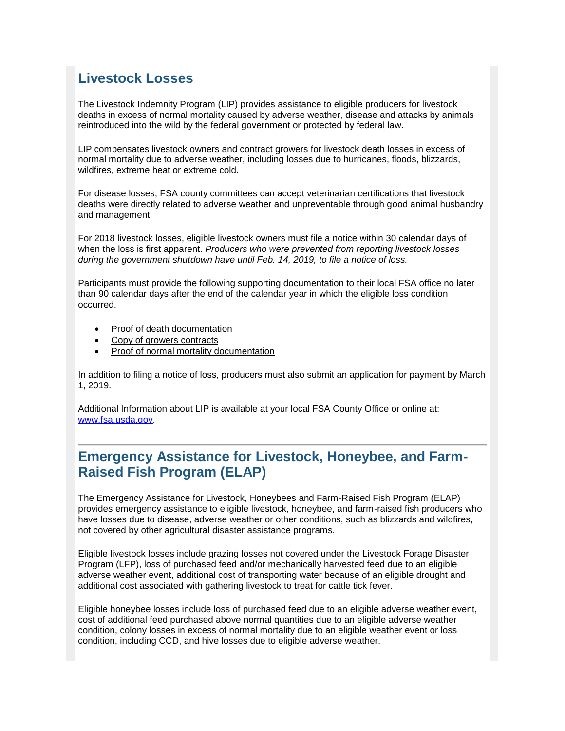## Livestock Losses

The Livestock Indemnity Program (LIP) provides assistance to eligible producers for livestock deaths in excess of normal mortality caused by adverse weather, disease and attacks by animals reintroduced into the wild by the federal government or protected by federal law.

LIP compensates livestock owners and contract growers for livestock death losses in excess of normal mortality due to adverse weather, including losses due to hurricanes, floods, blizzards, wildfires, extreme heat or extreme cold.

For disease losses, FSA county committees can accept veterinarian certifications that livestock deaths were directly related to adverse weather and unpreventable through good animal husbandry and management.

For 2018 livestock losses, eligible livestock owners must file a notice within 30 calendar days of when the loss is first apparent. *Producers who were prevented from reporting livestock losses during the government shutdown have until Feb. 14, 2019, to file a notice of loss.*

Participants must provide the following supporting documentation to their local FSA office no later than 90 calendar days after the end of the calendar year in which the eligible loss condition occurred.

- Proof of death documentation
- Copy of growers contracts
- Proof of normal mortality documentation

In addition to filing a notice of loss, producers must also submit an application for payment by March 1, 2019.

Additional Information about LIP is available at your local FSA County Office or online at: www.fsa.usda.gov.

---

## Emergency Assistance for Livestock, Honeybee, and Farm-Raised Fish Program (ELAP)

The Emergency Assistance for Livestock, Honeybees and Farm-Raised Fish Program (ELAP) provides emergency assistance to eligible livestock, honeybee, and farm-raised fish producers who have losses due to disease, adverse weather or other conditions, such as blizzards and wildfires, not covered by other agricultural disaster assistance programs.

Eligible livestock losses include grazing losses not covered under the Livestock Forage Disaster Program (LFP), loss of purchased feed and/or mechanically harvested feed due to an eligible adverse weather event, additional cost of transporting water because of an eligible drought and additional cost associated with gathering livestock to treat for cattle tick fever.

Eligible honeybee losses include loss of purchased feed due to an eligible adverse weather event, cost of additional feed purchased above normal quantities due to an eligible adverse weather condition, colony losses in excess of normal mortality due to an eligible weather event or loss condition, including CCD, and hive losses due to eligible adverse weather.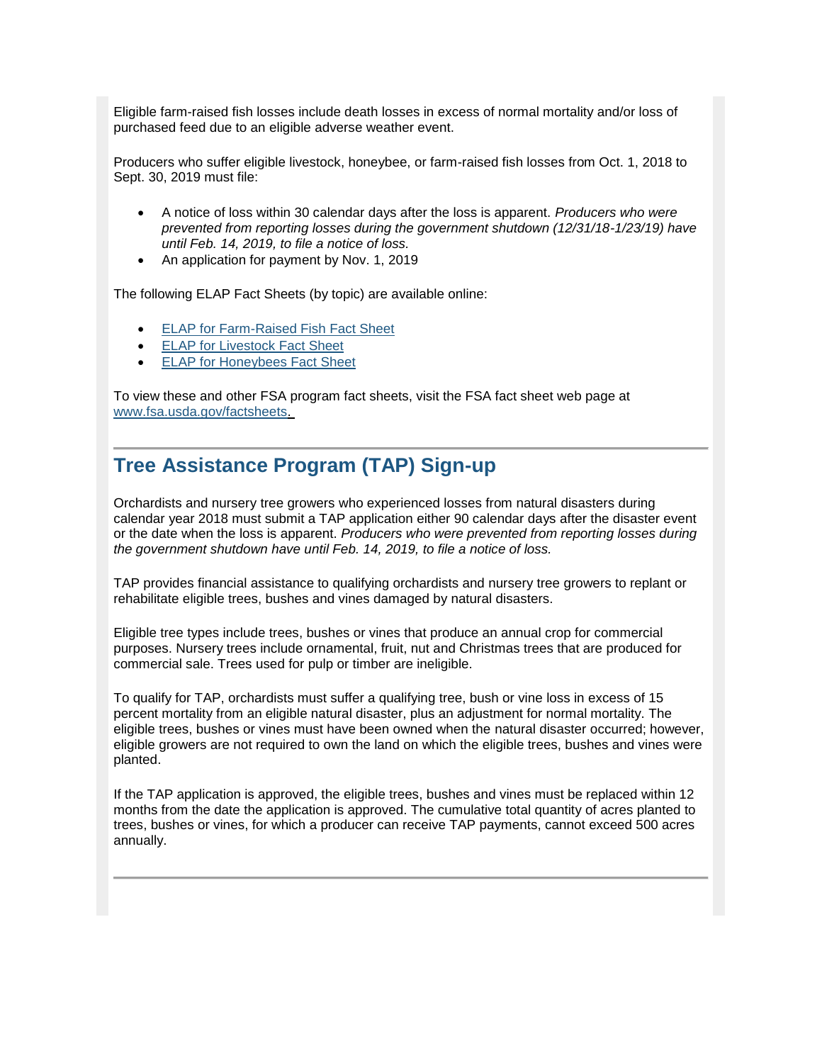Eligible farm-raised fish losses include death losses in excess of normal mortality and/or loss of purchased feed due to an eligible adverse weather event.

Producers who suffer eligible livestock, honeybee, or farm-raised fish losses from Oct. 1, 2018 to Sept. 30, 2019 must file:

- A notice of loss within 30 calendar days after the loss is apparent. *Producers who were prevented from reporting losses during the government shutdown (12/31/18-1/23/19) have until Feb. 14, 2019, to file a notice of loss.*
- An application for payment by Nov. 1, 2019

The following ELAP Fact Sheets (by topic) are available online:

- ELAP for Farm-Raised Fish Fact Sheet
- ELAP for Livestock Fact Sheet
- ELAP for Honeybees Fact Sheet

To view these and other FSA program fact sheets, visit the FSA fact sheet web page at www.fsa.usda.gov/factsheets.

---

## Tree Assistance Program (TAP) Sign-up

Orchardists and nursery tree growers who experienced losses from natural disasters during calendar year 2018 must submit a TAP application either 90 calendar days after the disaster event or the date when the loss is apparent. *Producers who were prevented from reporting losses during the government shutdown have until Feb. 14, 2019, to file a notice of loss.*

TAP provides financial assistance to qualifying orchardists and nursery tree growers to replant or rehabilitate eligible trees, bushes and vines damaged by natural disasters.

Eligible tree types include trees, bushes or vines that produce an annual crop for commercial purposes. Nursery trees include ornamental, fruit, nut and Christmas trees that are produced for commercial sale. Trees used for pulp or timber are ineligible.

To qualify for TAP, orchardists must suffer a qualifying tree, bush or vine loss in excess of 15 percent mortality from an eligible natural disaster, plus an adjustment for normal mortality. The eligible trees, bushes or vines must have been owned when the natural disaster occurred; however, eligible growers are not required to own the land on which the eligible trees, bushes and vines were planted.

If the TAP application is approved, the eligible trees, bushes and vines must be replaced within 12 months from the date the application is approved. The cumulative total quantity of acres planted to trees, bushes or vines, for which a producer can receive TAP payments, cannot exceed 500 acres annually.

---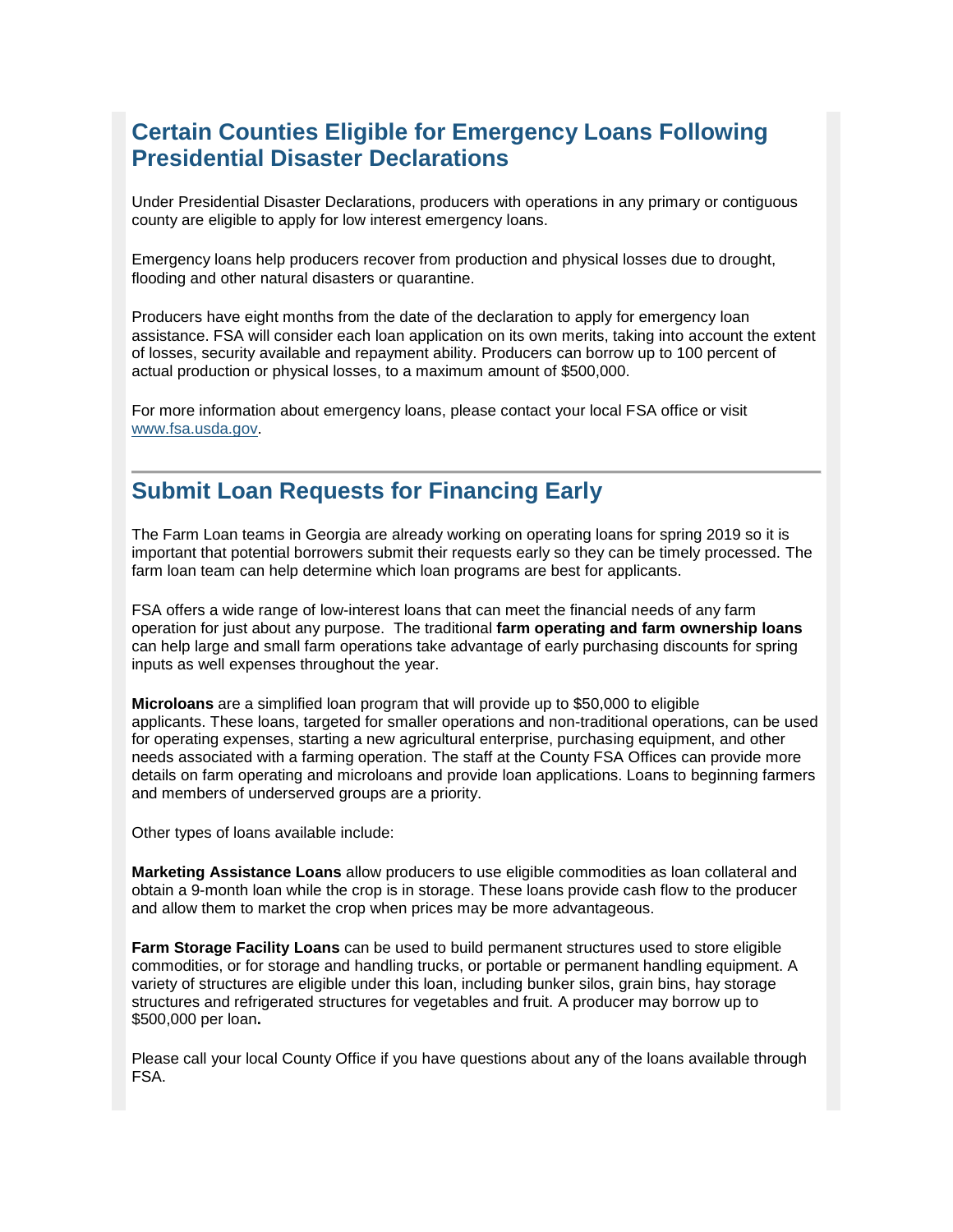## Certain Counties Eligible for Emergency Loans Following Presidential Disaster Declarations

Under Presidential Disaster Declarations, producers with operations in any primary or contiguous county are eligible to apply for low interest emergency loans.

Emergency loans help producers recover from production and physical losses due to drought, flooding and other natural disasters or quarantine.

Producers have eight months from the date of the declaration to apply for emergency loan assistance. FSA will consider each loan application on its own merits, taking into account the extent of losses, security available and repayment ability. Producers can borrow up to 100 percent of actual production or physical losses, to a maximum amount of $500,000.

For more information about emergency loans, please contact your local FSA office or visit [www.fsa.usda.gov](www.fsa.usda.gov).

---

## Submit Loan Requests for Financing Early

The Farm Loan teams in Georgia are already working on operating loans for spring 2019 so it is important that potential borrowers submit their requests early so they can be timely processed. The farm loan team can help determine which loan programs are best for applicants.

FSA offers a wide range of low-interest loans that can meet the financial needs of any farm operation for just about any purpose. The traditional **farm operating and farm ownership loans** can help large and small farm operations take advantage of early purchasing discounts for spring inputs as well expenses throughout the year.

**Microloans** are a simplified loan program that will provide up to $50,000 to eligible applicants. These loans, targeted for smaller operations and non-traditional operations, can be used for operating expenses, starting a new agricultural enterprise, purchasing equipment, and other needs associated with a farming operation. The staff at the County FSA Offices can provide more details on farm operating and microloans and provide loan applications. Loans to beginning farmers and members of underserved groups are a priority.

Other types of loans available include:

**Marketing Assistance Loans** allow producers to use eligible commodities as loan collateral and obtain a 9-month loan while the crop is in storage. These loans provide cash flow to the producer and allow them to market the crop when prices may be more advantageous.

**Farm Storage Facility Loans** can be used to build permanent structures used to store eligible commodities, or for storage and handling trucks, or portable or permanent handling equipment. A variety of structures are eligible under this loan, including bunker silos, grain bins, hay storage structures and refrigerated structures for vegetables and fruit. A producer may borrow up to $500,000 per loan**.**

Please call your local County Office if you have questions about any of the loans available through FSA.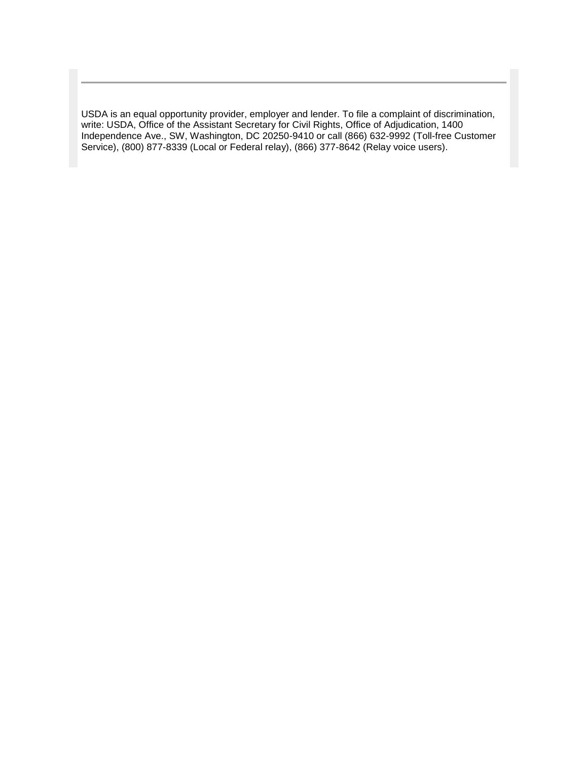---

USDA is an equal opportunity provider, employer and lender. To file a complaint of discrimination, write: USDA, Office of the Assistant Secretary for Civil Rights, Office of Adjudication, 1400 Independence Ave., SW, Washington, DC 20250-9410 or call (866) 632-9992 (Toll-free Customer Service), (800) 877-8339 (Local or Federal relay), (866) 377-8642 (Relay voice users).